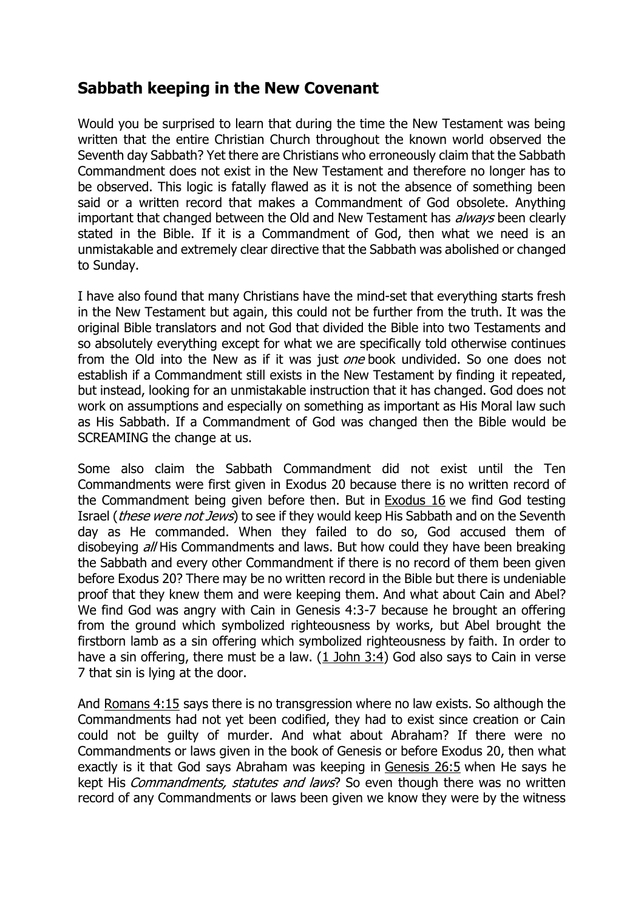## Sabbath keeping in the New Covenant

Would you be surprised to learn that during the time the New Testament was being written that the entire Christian Church throughout the known world observed the Seventh day Sabbath? Yet there are Christians who erroneously claim that the Sabbath Commandment does not exist in the New Testament and therefore no longer has to be observed. This logic is fatally flawed as it is not the absence of something been said or a written record that makes a Commandment of God obsolete. Anything important that changed between the Old and New Testament has *always* been clearly stated in the Bible. If it is a Commandment of God, then what we need is an unmistakable and extremely clear directive that the Sabbath was abolished or changed to Sunday.

I have also found that many Christians have the mind-set that everything starts fresh in the New Testament but again, this could not be further from the truth. It was the original Bible translators and not God that divided the Bible into two Testaments and so absolutely everything except for what we are specifically told otherwise continues from the Old into the New as if it was just *one* book undivided. So one does not establish if a Commandment still exists in the New Testament by finding it repeated, but instead, looking for an unmistakable instruction that it has changed. God does not work on assumptions and especially on something as important as His Moral law such as His Sabbath. If a Commandment of God was changed then the Bible would be SCREAMING the change at us.

Some also claim the Sabbath Commandment did not exist until the Ten Commandments were first given in Exodus 20 because there is no written record of the Commandment being given before then. But in Exodus 16 we find God testing Israel (*these were not Jews*) to see if they would keep His Sabbath and on the Seventh day as He commanded. When they failed to do so, God accused them of disobeying *all* His Commandments and laws. But how could they have been breaking the Sabbath and every other Commandment if there is no record of them been given before Exodus 20? There may be no written record in the Bible but there is undeniable proof that they knew them and were keeping them. And what about Cain and Abel? We find God was angry with Cain in Genesis 4:3-7 because he brought an offering from the ground which symbolized righteousness by works, but Abel brought the firstborn lamb as a sin offering which symbolized righteousness by faith. In order to have a sin offering, there must be a law. (1 John 3:4) God also says to Cain in verse 7 that sin is lying at the door.

And Romans 4:15 says there is no transgression where no law exists. So although the Commandments had not yet been codified, they had to exist since creation or Cain could not be guilty of murder. And what about Abraham? If there were no Commandments or laws given in the book of Genesis or before Exodus 20, then what exactly is it that God says Abraham was keeping in Genesis 26:5 when He says he kept His *Commandments, statutes and laws*? So even though there was no written record of any Commandments or laws been given we know they were by the witness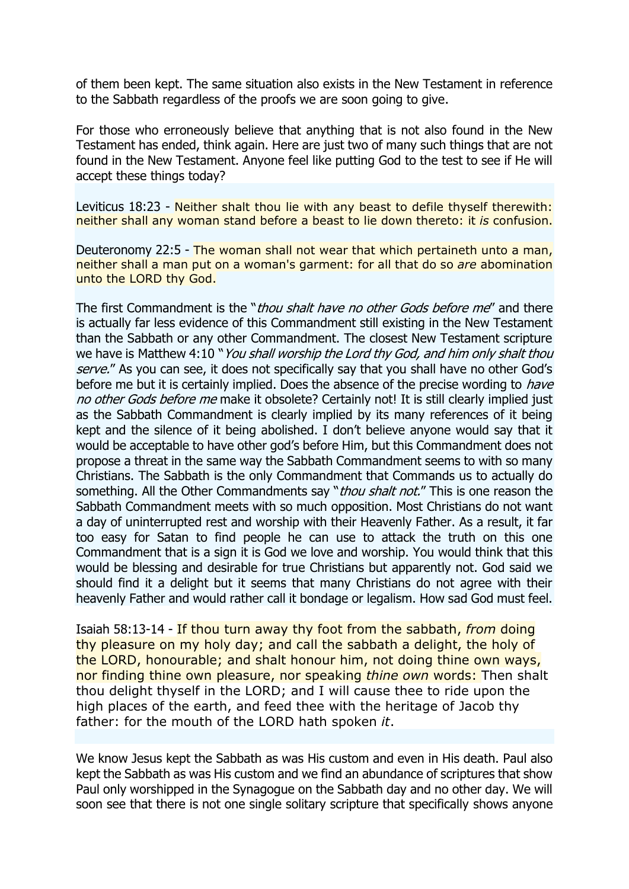of them been kept. The same situation also exists in the New Testament in reference to the Sabbath regardless of the proofs we are soon going to give.

For those who erroneously believe that anything that is not also found in the New Testament has ended, think again. Here are just two of many such things that are not found in the New Testament. Anyone feel like putting God to the test to see if He will accept these things today?

Leviticus 18:23 - Neither shalt thou lie with any beast to defile thyself therewith: neither shall any woman stand before a beast to lie down thereto: it *is* confusion.

Deuteronomy 22:5 - The woman shall not wear that which pertaineth unto a man, neither shall a man put on a woman's garment: for all that do so *are* abomination unto the LORD thy God.

The first Commandment is the "*thou shalt have no other Gods before me*" and there is actually far less evidence of this Commandment still existing in the New Testament than the Sabbath or any other Commandment. The closest New Testament scripture we have is Matthew 4:10 "*You shall worship the Lord thy God, and him only shalt thou serve.*" As you can see, it does not specifically say that you shall have no other God's before me but it is certainly implied. Does the absence of the precise wording to *have no other Gods before me* make it obsolete? Certainly not! It is still clearly implied just as the Sabbath Commandment is clearly implied by its many references of it being kept and the silence of it being abolished. I don't believe anyone would say that it would be acceptable to have other god's before Him, but this Commandment does not propose a threat in the same way the Sabbath Commandment seems to with so many Christians. The Sabbath is the only Commandment that Commands us to actually do something. All the Other Commandments say "*thou shalt not.*" This is one reason the Sabbath Commandment meets with so much opposition. Most Christians do not want a day of uninterrupted rest and worship with their Heavenly Father. As a result, it far too easy for Satan to find people he can use to attack the truth on this one Commandment that is a sign it is God we love and worship. You would think that this would be blessing and desirable for true Christians but apparently not. God said we should find it a delight but it seems that many Christians do not agree with their heavenly Father and would rather call it bondage or legalism. How sad God must feel.

Isaiah 58:13-14 - If thou turn away thy foot from the sabbath, *from* doing thy pleasure on my holy day; and call the sabbath a delight, the holy of the LORD, honourable; and shalt honour him, not doing thine own ways, nor finding thine own pleasure, nor speaking *thine own* words: Then shalt thou delight thyself in the LORD; and I will cause thee to ride upon the high places of the earth, and feed thee with the heritage of Jacob thy father: for the mouth of the LORD hath spoken *it*.

We know Jesus kept the Sabbath as was His custom and even in His death. Paul also kept the Sabbath as was His custom and we find an abundance of scriptures that show Paul only worshipped in the Synagogue on the Sabbath day and no other day. We will soon see that there is not one single solitary scripture that specifically shows anyone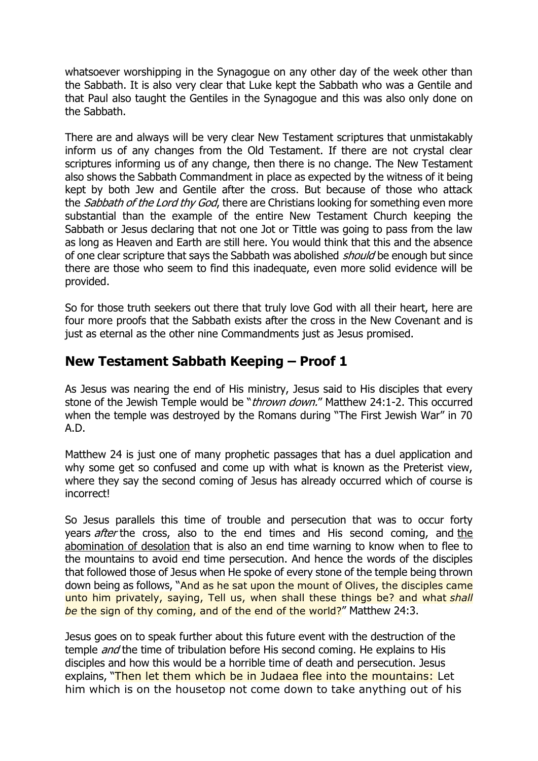whatsoever worshipping in the Synagogue on any other day of the week other than the Sabbath. It is also very clear that Luke kept the Sabbath who was a Gentile and that Paul also taught the Gentiles in the Synagogue and this was also only done on the Sabbath.

There are and always will be very clear New Testament scriptures that unmistakably inform us of any changes from the Old Testament. If there are not crystal clear scriptures informing us of any change, then there is no change. The New Testament also shows the Sabbath Commandment in place as expected by the witness of it being kept by both Jew and Gentile after the cross. But because of those who attack the *Sabbath of the Lord thy God*, there are Christians looking for something even more substantial than the example of the entire New Testament Church keeping the Sabbath or Jesus declaring that not one Jot or Tittle was going to pass from the law as long as Heaven and Earth are still here. You would think that this and the absence of one clear scripture that says the Sabbath was abolished *should* be enough but since there are those who seem to find this inadequate, even more solid evidence will be provided.

So for those truth seekers out there that truly love God with all their heart, here are four more proofs that the Sabbath exists after the cross in the New Covenant and is just as eternal as the other nine Commandments just as Jesus promised.

## New Testament Sabbath Keeping – Proof 1

As Jesus was nearing the end of His ministry, Jesus said to His disciples that every stone of the Jewish Temple would be "*thrown down.*" Matthew 24:1-2. This occurred when the temple was destroyed by the Romans during "The First Jewish War" in 70 A.D.

Matthew 24 is just one of many prophetic passages that has a duel application and why some get so confused and come up with what is known as the Preterist view, where they say the second coming of Jesus has already occurred which of course is incorrect!

So Jesus parallels this time of trouble and persecution that was to occur forty years *after* the cross, also to the end times and His second coming, and the abomination of desolation that is also an end time warning to know when to flee to the mountains to avoid end time persecution. And hence the words of the disciples that followed those of Jesus when He spoke of every stone of the temple being thrown down being as follows, "And as he sat upon the mount of Olives, the disciples came unto him privately, saying, Tell us, when shall these things be? and what *shall be* the sign of thy coming, and of the end of the world?" Matthew 24:3.

Jesus goes on to speak further about this future event with the destruction of the temple *and* the time of tribulation before His second coming. He explains to His disciples and how this would be a horrible time of death and persecution. Jesus explains, "Then let them which be in Judaea flee into the mountains: Let him which is on the housetop not come down to take anything out of his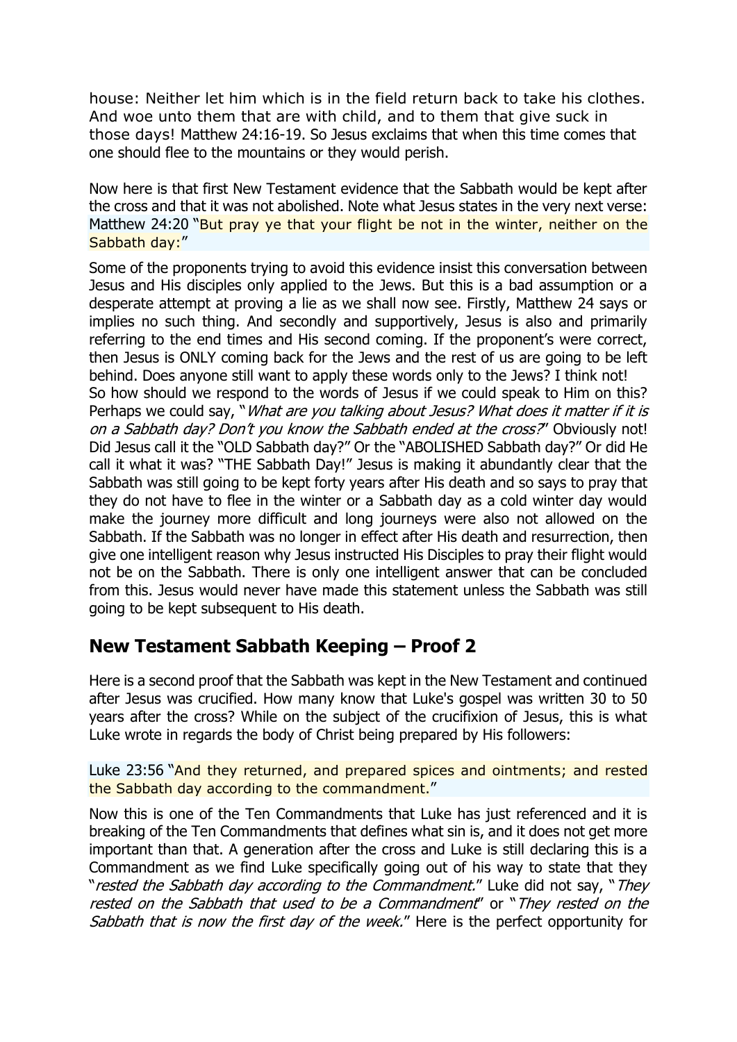house: Neither let him which is in the field return back to take his clothes. And woe unto them that are with child, and to them that give suck in those days! Matthew 24:16-19. So Jesus exclaims that when this time comes that one should flee to the mountains or they would perish.

Now here is that first New Testament evidence that the Sabbath would be kept after the cross and that it was not abolished. Note what Jesus states in the very next verse: Matthew 24:20 "But pray ye that your flight be not in the winter, neither on the Sabbath day:"

Some of the proponents trying to avoid this evidence insist this conversation between Jesus and His disciples only applied to the Jews. But this is a bad assumption or a desperate attempt at proving a lie as we shall now see. Firstly, Matthew 24 says or implies no such thing. And secondly and supportively, Jesus is also and primarily referring to the end times and His second coming. If the proponent's were correct, then Jesus is ONLY coming back for the Jews and the rest of us are going to be left behind. Does anyone still want to apply these words only to the Jews? I think not! So how should we respond to the words of Jesus if we could speak to Him on this? Perhaps we could say, "*What are you talking about Jesus? What does it matter if it is on a Sabbath day? Don't you know the Sabbath ended at the cross?*" Obviously not! Did Jesus call it the "OLD Sabbath day?" Or the "ABOLISHED Sabbath day?" Or did He call it what it was? "THE Sabbath Day!" Jesus is making it abundantly clear that the Sabbath was still going to be kept forty years after His death and so says to pray that they do not have to flee in the winter or a Sabbath day as a cold winter day would make the journey more difficult and long journeys were also not allowed on the Sabbath. If the Sabbath was no longer in effect after His death and resurrection, then give one intelligent reason why Jesus instructed His Disciples to pray their flight would not be on the Sabbath. There is only one intelligent answer that can be concluded from this. Jesus would never have made this statement unless the Sabbath was still going to be kept subsequent to His death.

## New Testament Sabbath Keeping – Proof 2

Here is a second proof that the Sabbath was kept in the New Testament and continued after Jesus was crucified. How many know that Luke's gospel was written 30 to 50 years after the cross? While on the subject of the crucifixion of Jesus, this is what Luke wrote in regards the body of Christ being prepared by His followers:

Luke 23:56 "And they returned, and prepared spices and ointments; and rested the Sabbath day according to the commandment."

Now this is one of the Ten Commandments that Luke has just referenced and it is breaking of the Ten Commandments that defines what sin is, and it does not get more important than that. A generation after the cross and Luke is still declaring this is a Commandment as we find Luke specifically going out of his way to state that they "*rested the Sabbath day according to the Commandment.*" Luke did not say, "*They rested on the Sabbath that used to be a Commandment*" or "*They rested on the Sabbath that is now the first day of the week.*" Here is the perfect opportunity for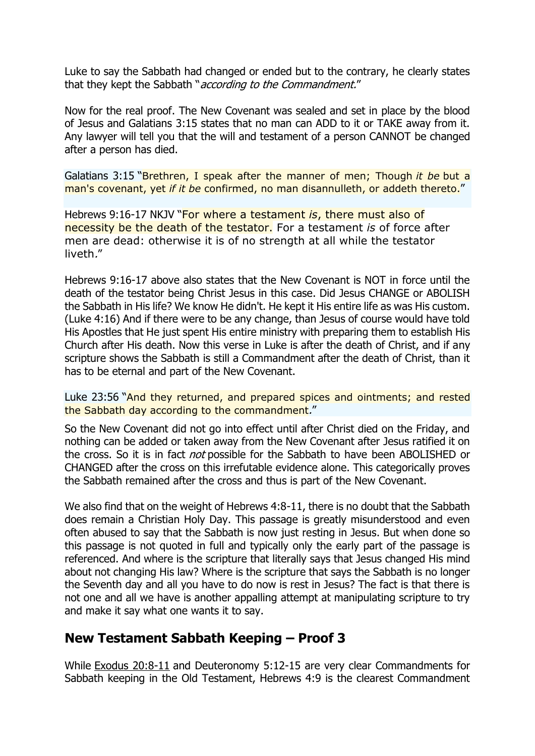Luke to say the Sabbath had changed or ended but to the contrary, he clearly states that they kept the Sabbath "*according to the Commandment.*"

Now for the real proof. The New Covenant was sealed and set in place by the blood of Jesus and Galatians 3:15 states that no man can ADD to it or TAKE away from it. Any lawyer will tell you that the will and testament of a person CANNOT be changed after a person has died.

Galatians 3:15 "Brethren, I speak after the manner of men; Though *it be* but a man's covenant, yet *if it be* confirmed, no man disannulleth, or addeth thereto."

Hebrews 9:16-17 NKJV "For where a testament *is*, there must also of necessity be the death of the testator. For a testament *is* of force after men are dead: otherwise it is of no strength at all while the testator liveth."

Hebrews 9:16-17 above also states that the New Covenant is NOT in force until the death of the testator being Christ Jesus in this case. Did Jesus CHANGE or ABOLISH the Sabbath in His life? We know He didn't. He kept it His entire life as was His custom. (Luke 4:16) And if there were to be any change, than Jesus of course would have told His Apostles that He just spent His entire ministry with preparing them to establish His Church after His death. Now this verse in Luke is after the death of Christ, and if any scripture shows the Sabbath is still a Commandment after the death of Christ, than it has to be eternal and part of the New Covenant.

Luke 23:56 "And they returned, and prepared spices and ointments; and rested the Sabbath day according to the commandment."

So the New Covenant did not go into effect until after Christ died on the Friday, and nothing can be added or taken away from the New Covenant after Jesus ratified it on the cross. So it is in fact *not* possible for the Sabbath to have been ABOLISHED or CHANGED after the cross on this irrefutable evidence alone. This categorically proves the Sabbath remained after the cross and thus is part of the New Covenant.

We also find that on the weight of Hebrews 4:8-11, there is no doubt that the Sabbath does remain a Christian Holy Day. This passage is greatly misunderstood and even often abused to say that the Sabbath is now just resting in Jesus. But when done so this passage is not quoted in full and typically only the early part of the passage is referenced. And where is the scripture that literally says that Jesus changed His mind about not changing His law? Where is the scripture that says the Sabbath is no longer the Seventh day and all you have to do now is rest in Jesus? The fact is that there is not one and all we have is another appalling attempt at manipulating scripture to try and make it say what one wants it to say.

## New Testament Sabbath Keeping – Proof 3

While Exodus 20:8-11 and Deuteronomy 5:12-15 are very clear Commandments for Sabbath keeping in the Old Testament, Hebrews 4:9 is the clearest Commandment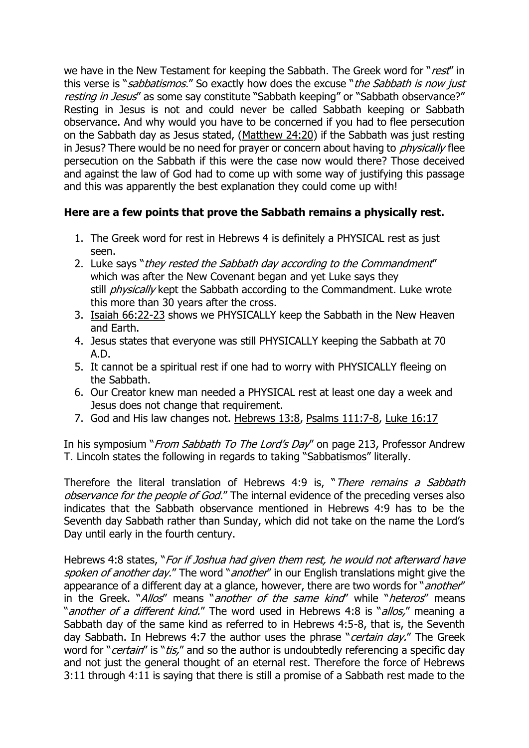we have in the New Testament for keeping the Sabbath. The Greek word for "*rest*" in this verse is "*sabbatismos.*" So exactly how does the excuse "*the Sabbath is now just resting in Jesus*" as some say constitute "Sabbath keeping" or "Sabbath observance?" Resting in Jesus is not and could never be called Sabbath keeping or Sabbath observance. And why would you have to be concerned if you had to flee persecution on the Sabbath day as Jesus stated, (Matthew 24:20) if the Sabbath was just resting in Jesus? There would be no need for prayer or concern about having to *physically* flee persecution on the Sabbath if this were the case now would there? Those deceived and against the law of God had to come up with some way of justifying this passage and this was apparently the best explanation they could come up with!

**Here are a few points that prove the Sabbath remains a physically rest.**

1. The Greek word for rest in Hebrews 4 is definitely a PHYSICAL rest as just seen.
2. Luke says "*they rested the Sabbath day according to the Commandment*" which was after the New Covenant began and yet Luke says they still *physically* kept the Sabbath according to the Commandment. Luke wrote this more than 30 years after the cross.
3. Isaiah 66:22-23 shows we PHYSICALLY keep the Sabbath in the New Heaven and Earth.
4. Jesus states that everyone was still PHYSICALLY keeping the Sabbath at 70 A.D.
5. It cannot be a spiritual rest if one had to worry with PHYSICALLY fleeing on the Sabbath.
6. Our Creator knew man needed a PHYSICAL rest at least one day a week and Jesus does not change that requirement.
7. God and His law changes not. Hebrews 13:8, Psalms 111:7-8, Luke 16:17

In his symposium "*From Sabbath To The Lord's Day*" on page 213, Professor Andrew T. Lincoln states the following in regards to taking "Sabbatismos" literally.

Therefore the literal translation of Hebrews 4:9 is, "*There remains a Sabbath observance for the people of God.*" The internal evidence of the preceding verses also indicates that the Sabbath observance mentioned in Hebrews 4:9 has to be the Seventh day Sabbath rather than Sunday, which did not take on the name the Lord's Day until early in the fourth century.

Hebrews 4:8 states, "*For if Joshua had given them rest, he would not afterward have spoken of another day.*" The word "*another*" in our English translations might give the appearance of a different day at a glance, however, there are two words for "*another*" in the Greek. "*Allos*" means "*another of the same kind*" while "*heteros*" means "*another of a different kind.*" The word used in Hebrews 4:8 is "*allos,*" meaning a Sabbath day of the same kind as referred to in Hebrews 4:5-8, that is, the Seventh day Sabbath. In Hebrews 4:7 the author uses the phrase "*certain day.*" The Greek word for "*certain*" is "*tis,*" and so the author is undoubtedly referencing a specific day and not just the general thought of an eternal rest. Therefore the force of Hebrews 3:11 through 4:11 is saying that there is still a promise of a Sabbath rest made to the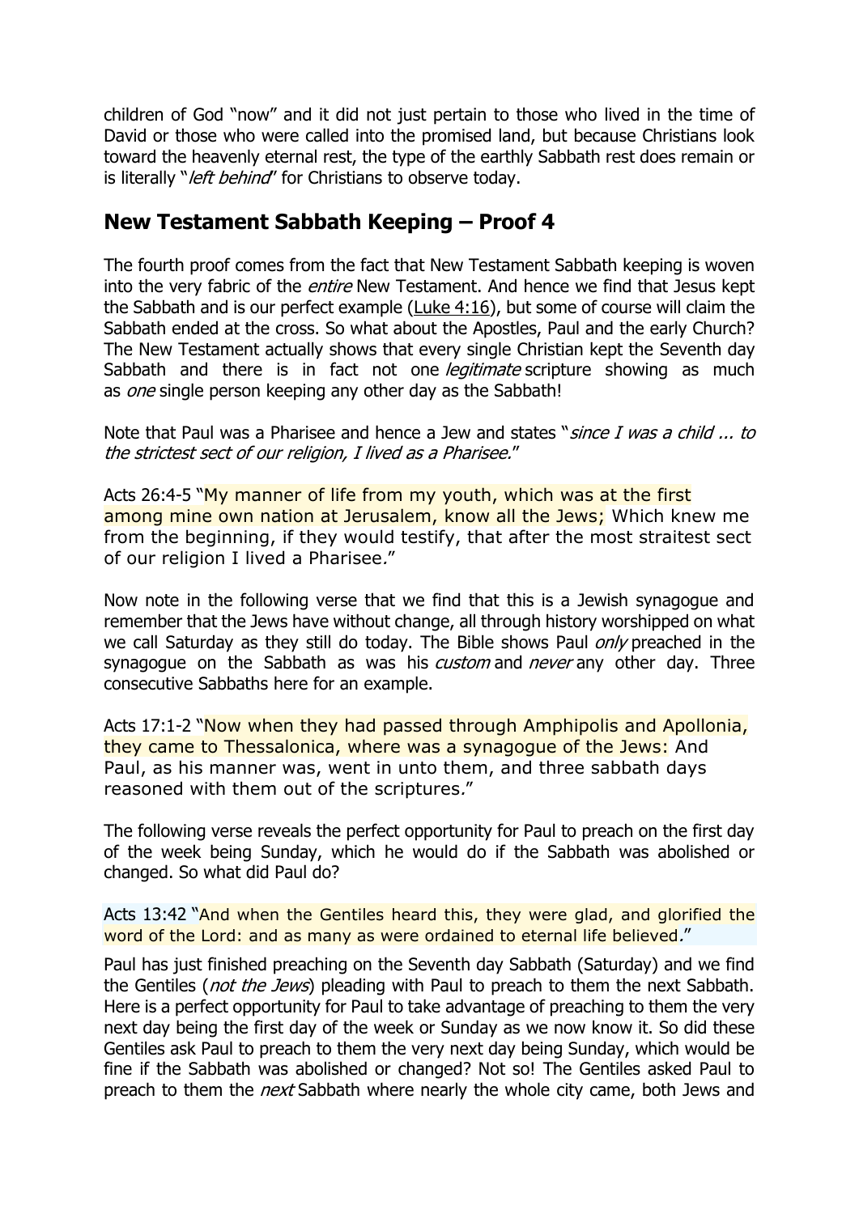children of God "now" and it did not just pertain to those who lived in the time of David or those who were called into the promised land, but because Christians look toward the heavenly eternal rest, the type of the earthly Sabbath rest does remain or is literally "*left behind*" for Christians to observe today.

## New Testament Sabbath Keeping – Proof 4

The fourth proof comes from the fact that New Testament Sabbath keeping is woven into the very fabric of the *entire* New Testament. And hence we find that Jesus kept the Sabbath and is our perfect example (Luke 4:16), but some of course will claim the Sabbath ended at the cross. So what about the Apostles, Paul and the early Church? The New Testament actually shows that every single Christian kept the Seventh day Sabbath and there is in fact not one *legitimate* scripture showing as much as *one* single person keeping any other day as the Sabbath!

Note that Paul was a Pharisee and hence a Jew and states "*since I was a child ... to the strictest sect of our religion, I lived as a Pharisee.*"

Acts 26:4-5 "My manner of life from my youth, which was at the first among mine own nation at Jerusalem, know all the Jews; Which knew me from the beginning, if they would testify, that after the most straitest sect of our religion I lived a Pharisee."

Now note in the following verse that we find that this is a Jewish synagogue and remember that the Jews have without change, all through history worshipped on what we call Saturday as they still do today. The Bible shows Paul *only* preached in the synagogue on the Sabbath as was his *custom* and *never* any other day. Three consecutive Sabbaths here for an example.

Acts 17:1-2 "Now when they had passed through Amphipolis and Apollonia, they came to Thessalonica, where was a synagogue of the Jews: And Paul, as his manner was, went in unto them, and three sabbath days reasoned with them out of the scriptures."

The following verse reveals the perfect opportunity for Paul to preach on the first day of the week being Sunday, which he would do if the Sabbath was abolished or changed. So what did Paul do?

Acts 13:42 "And when the Gentiles heard this, they were glad, and glorified the word of the Lord: and as many as were ordained to eternal life believed."

Paul has just finished preaching on the Seventh day Sabbath (Saturday) and we find the Gentiles (*not the Jews*) pleading with Paul to preach to them the next Sabbath. Here is a perfect opportunity for Paul to take advantage of preaching to them the very next day being the first day of the week or Sunday as we now know it. So did these Gentiles ask Paul to preach to them the very next day being Sunday, which would be fine if the Sabbath was abolished or changed? Not so! The Gentiles asked Paul to preach to them the *next* Sabbath where nearly the whole city came, both Jews and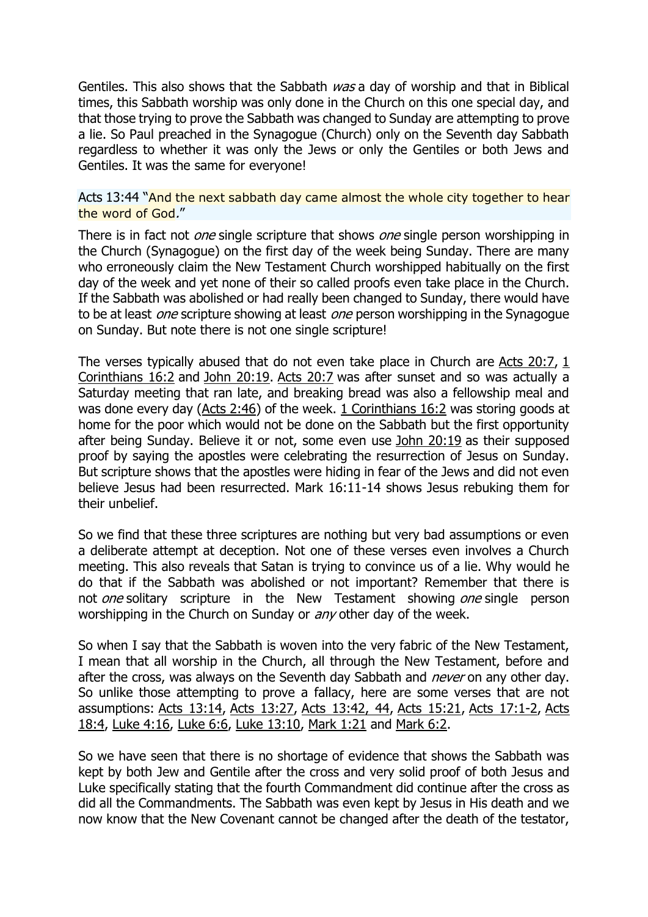Gentiles. This also shows that the Sabbath *was* a day of worship and that in Biblical times, this Sabbath worship was only done in the Church on this one special day, and that those trying to prove the Sabbath was changed to Sunday are attempting to prove a lie. So Paul preached in the Synagogue (Church) only on the Seventh day Sabbath regardless to whether it was only the Jews or only the Gentiles or both Jews and Gentiles. It was the same for everyone!

Acts 13:44 "And the next sabbath day came almost the whole city together to hear the word of God."

There is in fact not *one* single scripture that shows *one* single person worshipping in the Church (Synagogue) on the first day of the week being Sunday. There are many who erroneously claim the New Testament Church worshipped habitually on the first day of the week and yet none of their so called proofs even take place in the Church. If the Sabbath was abolished or had really been changed to Sunday, there would have to be at least *one* scripture showing at least *one* person worshipping in the Synagogue on Sunday. But note there is not one single scripture!

The verses typically abused that do not even take place in Church are Acts 20:7, 1 Corinthians 16:2 and John 20:19. Acts 20:7 was after sunset and so was actually a Saturday meeting that ran late, and breaking bread was also a fellowship meal and was done every day (Acts 2:46) of the week. 1 Corinthians 16:2 was storing goods at home for the poor which would not be done on the Sabbath but the first opportunity after being Sunday. Believe it or not, some even use John 20:19 as their supposed proof by saying the apostles were celebrating the resurrection of Jesus on Sunday. But scripture shows that the apostles were hiding in fear of the Jews and did not even believe Jesus had been resurrected. Mark 16:11-14 shows Jesus rebuking them for their unbelief.

So we find that these three scriptures are nothing but very bad assumptions or even a deliberate attempt at deception. Not one of these verses even involves a Church meeting. This also reveals that Satan is trying to convince us of a lie. Why would he do that if the Sabbath was abolished or not important? Remember that there is not *one* solitary scripture in the New Testament showing *one* single person worshipping in the Church on Sunday or *any* other day of the week.

So when I say that the Sabbath is woven into the very fabric of the New Testament, I mean that all worship in the Church, all through the New Testament, before and after the cross, was always on the Seventh day Sabbath and *never* on any other day. So unlike those attempting to prove a fallacy, here are some verses that are not assumptions: Acts 13:14, Acts 13:27, Acts 13:42, 44, Acts 15:21, Acts 17:1-2, Acts 18:4, Luke 4:16, Luke 6:6, Luke 13:10, Mark 1:21 and Mark 6:2.

So we have seen that there is no shortage of evidence that shows the Sabbath was kept by both Jew and Gentile after the cross and very solid proof of both Jesus and Luke specifically stating that the fourth Commandment did continue after the cross as did all the Commandments. The Sabbath was even kept by Jesus in His death and we now know that the New Covenant cannot be changed after the death of the testator,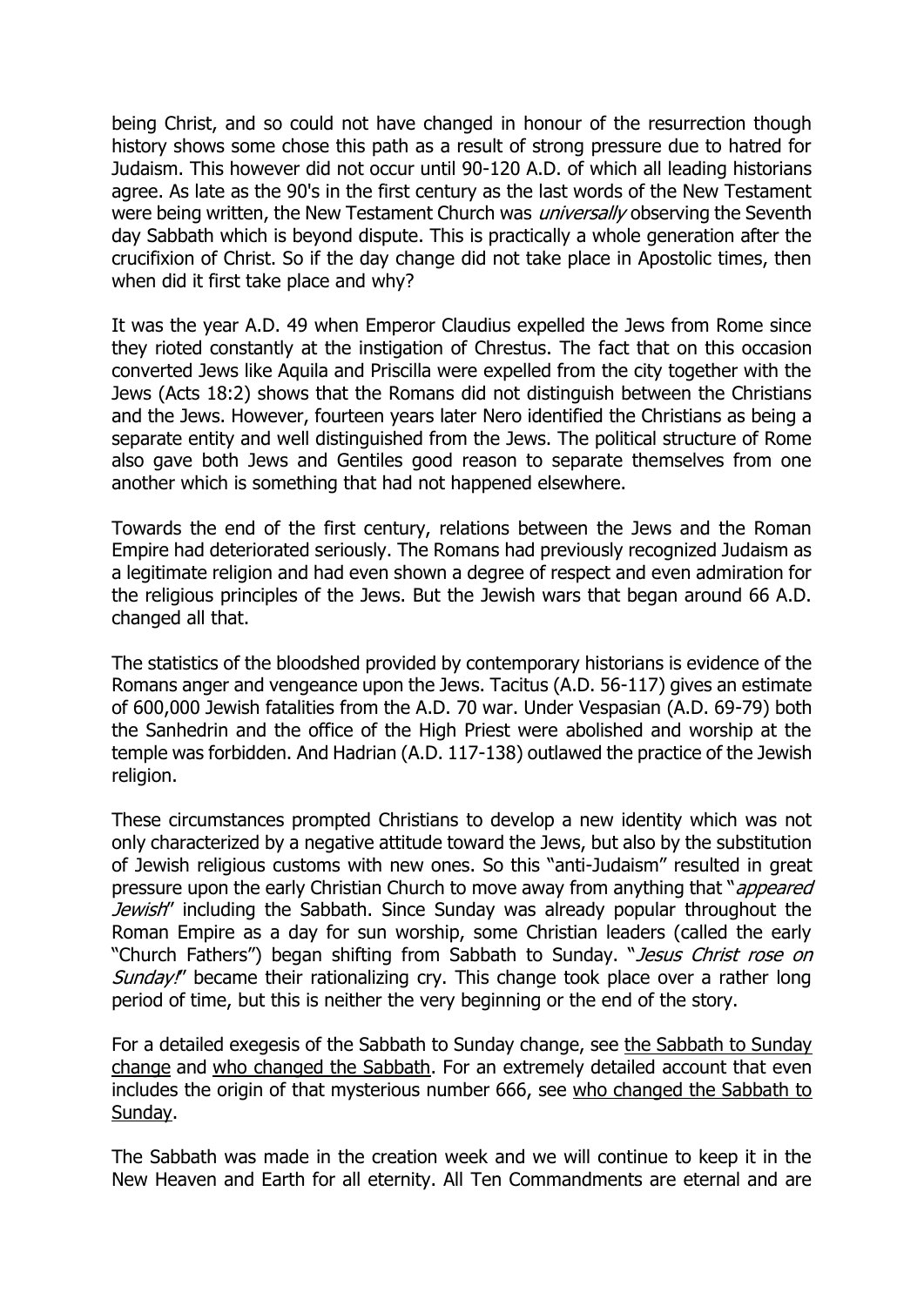being Christ, and so could not have changed in honour of the resurrection though history shows some chose this path as a result of strong pressure due to hatred for Judaism. This however did not occur until 90-120 A.D. of which all leading historians agree. As late as the 90's in the first century as the last words of the New Testament were being written, the New Testament Church was *universally* observing the Seventh day Sabbath which is beyond dispute. This is practically a whole generation after the crucifixion of Christ. So if the day change did not take place in Apostolic times, then when did it first take place and why?

It was the year A.D. 49 when Emperor Claudius expelled the Jews from Rome since they rioted constantly at the instigation of Chrestus. The fact that on this occasion converted Jews like Aquila and Priscilla were expelled from the city together with the Jews (Acts 18:2) shows that the Romans did not distinguish between the Christians and the Jews. However, fourteen years later Nero identified the Christians as being a separate entity and well distinguished from the Jews. The political structure of Rome also gave both Jews and Gentiles good reason to separate themselves from one another which is something that had not happened elsewhere.

Towards the end of the first century, relations between the Jews and the Roman Empire had deteriorated seriously. The Romans had previously recognized Judaism as a legitimate religion and had even shown a degree of respect and even admiration for the religious principles of the Jews. But the Jewish wars that began around 66 A.D. changed all that.

The statistics of the bloodshed provided by contemporary historians is evidence of the Romans anger and vengeance upon the Jews. Tacitus (A.D. 56-117) gives an estimate of 600,000 Jewish fatalities from the A.D. 70 war. Under Vespasian (A.D. 69-79) both the Sanhedrin and the office of the High Priest were abolished and worship at the temple was forbidden. And Hadrian (A.D. 117-138) outlawed the practice of the Jewish religion.

These circumstances prompted Christians to develop a new identity which was not only characterized by a negative attitude toward the Jews, but also by the substitution of Jewish religious customs with new ones. So this "anti-Judaism" resulted in great pressure upon the early Christian Church to move away from anything that "*appeared Jewish*" including the Sabbath. Since Sunday was already popular throughout the Roman Empire as a day for sun worship, some Christian leaders (called the early "Church Fathers") began shifting from Sabbath to Sunday. "*Jesus Christ rose on Sunday!*" became their rationalizing cry. This change took place over a rather long period of time, but this is neither the very beginning or the end of the story.

For a detailed exegesis of the Sabbath to Sunday change, see the Sabbath to Sunday change and who changed the Sabbath. For an extremely detailed account that even includes the origin of that mysterious number 666, see who changed the Sabbath to Sunday.

The Sabbath was made in the creation week and we will continue to keep it in the New Heaven and Earth for all eternity. All Ten Commandments are eternal and are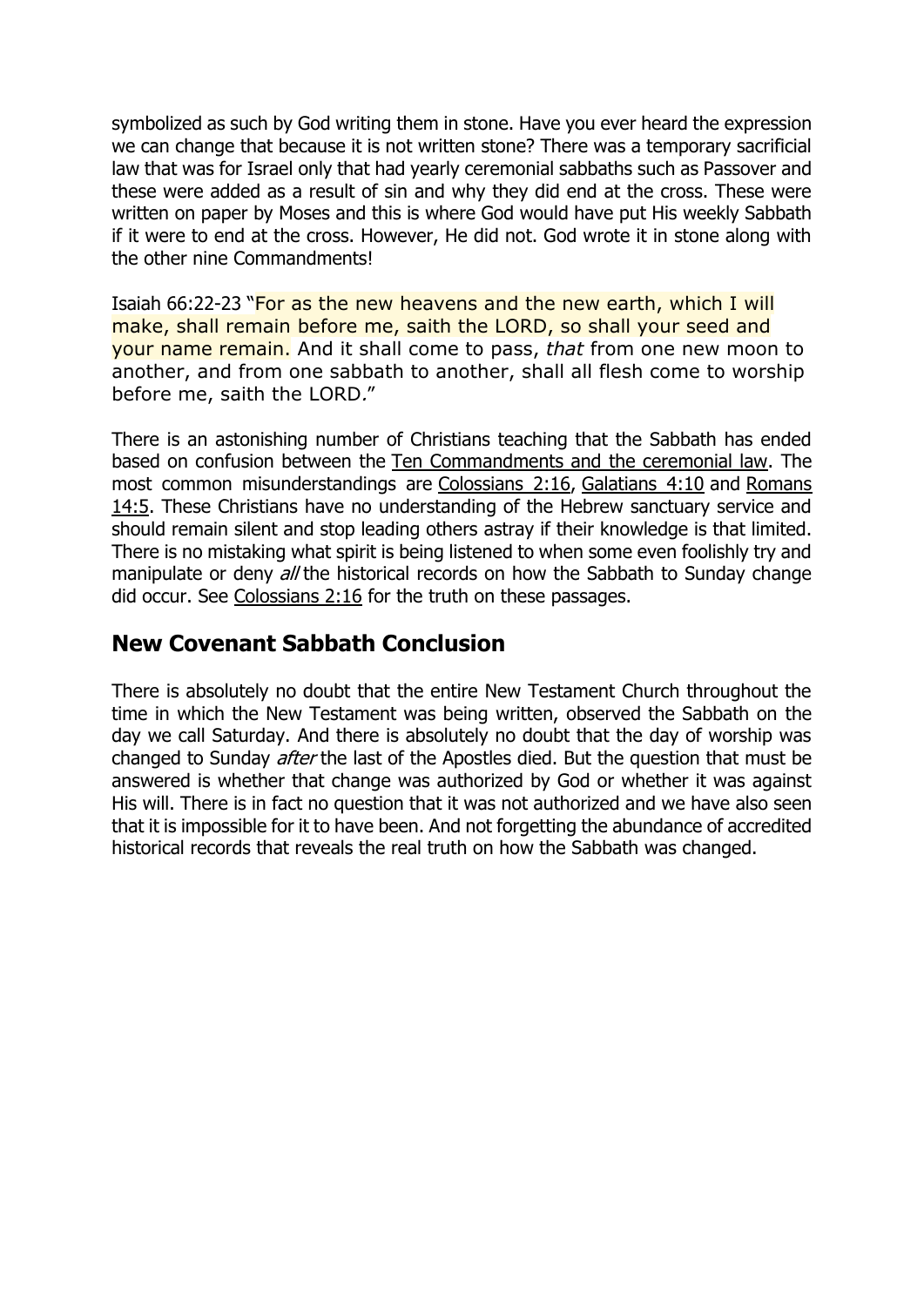symbolized as such by God writing them in stone. Have you ever heard the expression we can change that because it is not written stone? There was a temporary sacrificial law that was for Israel only that had yearly ceremonial sabbaths such as Passover and these were added as a result of sin and why they did end at the cross. These were written on paper by Moses and this is where God would have put His weekly Sabbath if it were to end at the cross. However, He did not. God wrote it in stone along with the other nine Commandments!

Isaiah 66:22-23 "For as the new heavens and the new earth, which I will make, shall remain before me, saith the LORD, so shall your seed and your name remain. And it shall come to pass, *that* from one new moon to another, and from one sabbath to another, shall all flesh come to worship before me, saith the LORD."

There is an astonishing number of Christians teaching that the Sabbath has ended based on confusion between the Ten Commandments and the ceremonial law. The most common misunderstandings are Colossians 2:16, Galatians 4:10 and Romans 14:5. These Christians have no understanding of the Hebrew sanctuary service and should remain silent and stop leading others astray if their knowledge is that limited. There is no mistaking what spirit is being listened to when some even foolishly try and manipulate or deny *all* the historical records on how the Sabbath to Sunday change did occur. See Colossians 2:16 for the truth on these passages.

## New Covenant Sabbath Conclusion

There is absolutely no doubt that the entire New Testament Church throughout the time in which the New Testament was being written, observed the Sabbath on the day we call Saturday. And there is absolutely no doubt that the day of worship was changed to Sunday *after* the last of the Apostles died. But the question that must be answered is whether that change was authorized by God or whether it was against His will. There is in fact no question that it was not authorized and we have also seen that it is impossible for it to have been. And not forgetting the abundance of accredited historical records that reveals the real truth on how the Sabbath was changed.